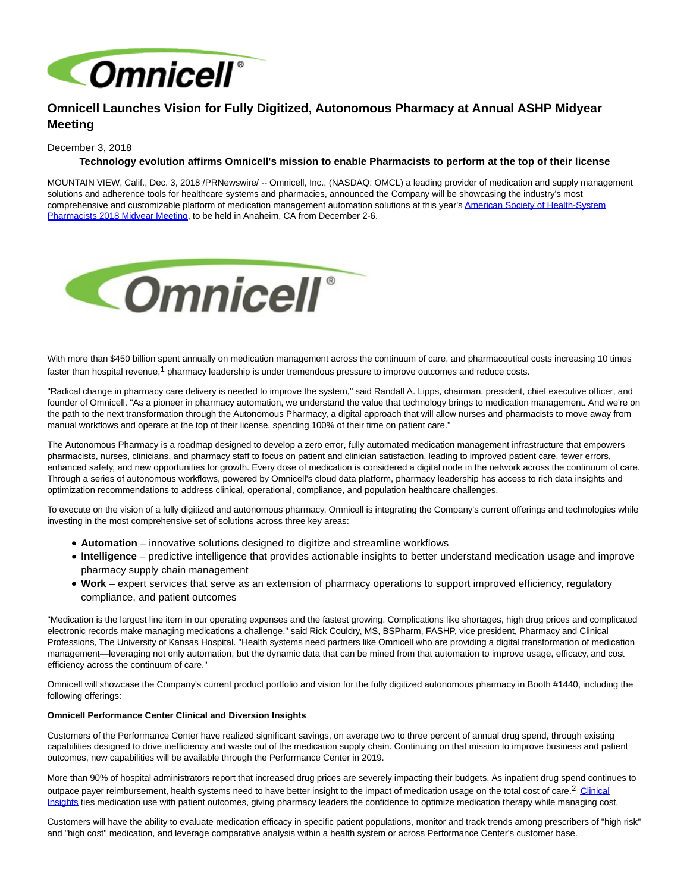# Omnicell Launches Vision for Fully Digitized, Autonomous Pharmacy at Annual ASHP Midyear Meeting

December 3, 2018

**Technology evolution affirms Omnicell's mission to enable Pharmacists to perform at the top of their license**

MOUNTAIN VIEW, Calif., Dec. 3, 2018 /PRNewswire/ -- Omnicell, Inc., (NASDAQ: OMCL) a leading provider of medication and supply management solutions and adherence tools for healthcare systems and pharmacies, announced the Company will be showcasing the industry's most comprehensive and customizable platform of medication management automation solutions at this year's American Society of Health-System Pharmacists 2018 Midyear Meeting, to be held in Anaheim, CA from December 2-6.

With more than $450 billion spent annually on medication management across the continuum of care, and pharmaceutical costs increasing 10 times faster than hospital revenue,[1] pharmacy leadership is under tremendous pressure to improve outcomes and reduce costs.

"Radical change in pharmacy care delivery is needed to improve the system," said Randall A. Lipps, chairman, president, chief executive officer, and founder of Omnicell. "As a pioneer in pharmacy automation, we understand the value that technology brings to medication management. And we're on the path to the next transformation through the Autonomous Pharmacy, a digital approach that will allow nurses and pharmacists to move away from manual workflows and operate at the top of their license, spending 100% of their time on patient care."

The Autonomous Pharmacy is a roadmap designed to develop a zero error, fully automated medication management infrastructure that empowers pharmacists, nurses, clinicians, and pharmacy staff to focus on patient and clinician satisfaction, leading to improved patient care, fewer errors, enhanced safety, and new opportunities for growth. Every dose of medication is considered a digital node in the network across the continuum of care. Through a series of autonomous workflows, powered by Omnicell's cloud data platform, pharmacy leadership has access to rich data insights and optimization recommendations to address clinical, operational, compliance, and population healthcare challenges.

To execute on the vision of a fully digitized and autonomous pharmacy, Omnicell is integrating the Company's current offerings and technologies while investing in the most comprehensive set of solutions across three key areas:

- **Automation** – innovative solutions designed to digitize and streamline workflows
- **Intelligence** – predictive intelligence that provides actionable insights to better understand medication usage and improve pharmacy supply chain management
- **Work** – expert services that serve as an extension of pharmacy operations to support improved efficiency, regulatory compliance, and patient outcomes

"Medication is the largest line item in our operating expenses and the fastest growing. Complications like shortages, high drug prices and complicated electronic records make managing medications a challenge," said Rick Couldry, MS, BSPharm, FASHP, vice president, Pharmacy and Clinical Professions, The University of Kansas Hospital. "Health systems need partners like Omnicell who are providing a digital transformation of medication management—leveraging not only automation, but the dynamic data that can be mined from that automation to improve usage, efficacy, and cost efficiency across the continuum of care."

Omnicell will showcase the Company's current product portfolio and vision for the fully digitized autonomous pharmacy in Booth #1440, including the following offerings:

**Omnicell Performance Center Clinical and Diversion Insights**

Customers of the Performance Center have realized significant savings, on average two to three percent of annual drug spend, through existing capabilities designed to drive inefficiency and waste out of the medication supply chain. Continuing on that mission to improve business and patient outcomes, new capabilities will be available through the Performance Center in 2019.

More than 90% of hospital administrators report that increased drug prices are severely impacting their budgets. As inpatient drug spend continues to outpace payer reimbursement, health systems need to have better insight to the impact of medication usage on the total cost of care.[2] Clinical Insights ties medication use with patient outcomes, giving pharmacy leaders the confidence to optimize medication therapy while managing cost.

Customers will have the ability to evaluate medication efficacy in specific patient populations, monitor and track trends among prescribers of "high risk" and "high cost" medication, and leverage comparative analysis within a health system or across Performance Center's customer base.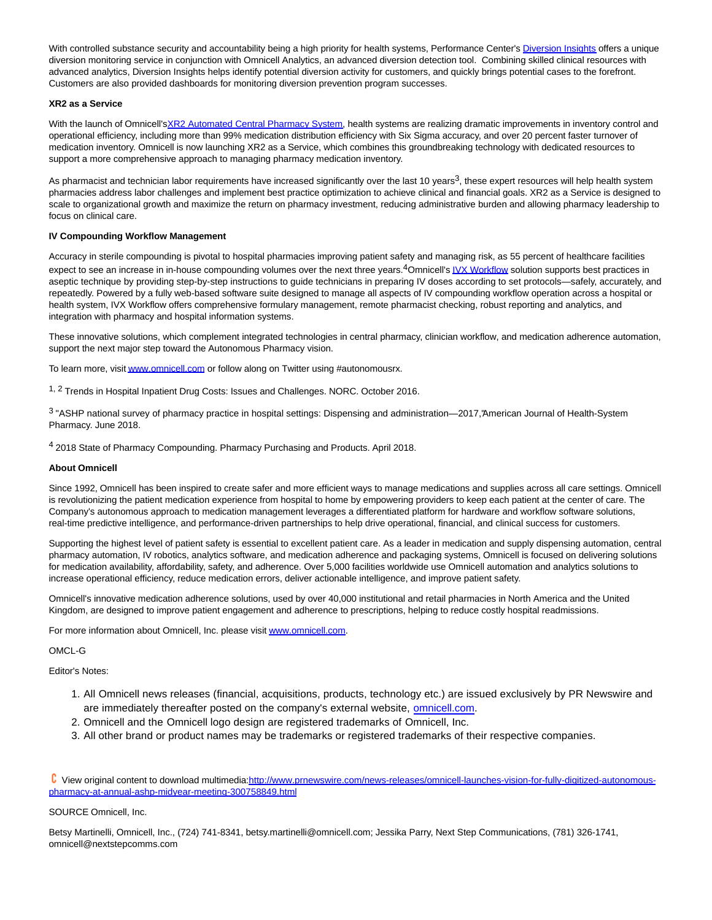With controlled substance security and accountability being a high priority for health systems, Performance Center's Diversion Insights offers a unique diversion monitoring service in conjunction with Omnicell Analytics, an advanced diversion detection tool.  Combining skilled clinical resources with advanced analytics, Diversion Insights helps identify potential diversion activity for customers, and quickly brings potential cases to the forefront. Customers are also provided dashboards for monitoring diversion prevention program successes.

**XR2 as a Service**

With the launch of Omnicell's XR2 Automated Central Pharmacy System, health systems are realizing dramatic improvements in inventory control and operational efficiency, including more than 99% medication distribution efficiency with Six Sigma accuracy, and over 20 percent faster turnover of medication inventory. Omnicell is now launching XR2 as a Service, which combines this groundbreaking technology with dedicated resources to support a more comprehensive approach to managing pharmacy medication inventory.

As pharmacist and technician labor requirements have increased significantly over the last 10 years[3], these expert resources will help health system pharmacies address labor challenges and implement best practice optimization to achieve clinical and financial goals. XR2 as a Service is designed to scale to organizational growth and maximize the return on pharmacy investment, reducing administrative burden and allowing pharmacy leadership to focus on clinical care.

**IV Compounding Workflow Management**

Accuracy in sterile compounding is pivotal to hospital pharmacies improving patient safety and managing risk, as 55 percent of healthcare facilities expect to see an increase in in-house compounding volumes over the next three years.[4] Omnicell's IVX Workflow solution supports best practices in aseptic technique by providing step-by-step instructions to guide technicians in preparing IV doses according to set protocols—safely, accurately, and repeatedly. Powered by a fully web-based software suite designed to manage all aspects of IV compounding workflow operation across a hospital or health system, IVX Workflow offers comprehensive formulary management, remote pharmacist checking, robust reporting and analytics, and integration with pharmacy and hospital information systems.

These innovative solutions, which complement integrated technologies in central pharmacy, clinician workflow, and medication adherence automation, support the next major step toward the Autonomous Pharmacy vision.

To learn more, visit www.omnicell.com or follow along on Twitter using #autonomousrx.

[1, 2] Trends in Hospital Inpatient Drug Costs: Issues and Challenges. NORC. October 2016.

[3] "ASHP national survey of pharmacy practice in hospital settings: Dispensing and administration—2017," American Journal of Health-System Pharmacy. June 2018.

[4] 2018 State of Pharmacy Compounding. Pharmacy Purchasing and Products. April 2018.

**About Omnicell**

Since 1992, Omnicell has been inspired to create safer and more efficient ways to manage medications and supplies across all care settings. Omnicell is revolutionizing the patient medication experience from hospital to home by empowering providers to keep each patient at the center of care. The Company's autonomous approach to medication management leverages a differentiated platform for hardware and workflow software solutions, real-time predictive intelligence, and performance-driven partnerships to help drive operational, financial, and clinical success for customers.

Supporting the highest level of patient safety is essential to excellent patient care. As a leader in medication and supply dispensing automation, central pharmacy automation, IV robotics, analytics software, and medication adherence and packaging systems, Omnicell is focused on delivering solutions for medication availability, affordability, safety, and adherence. Over 5,000 facilities worldwide use Omnicell automation and analytics solutions to increase operational efficiency, reduce medication errors, deliver actionable intelligence, and improve patient safety.

Omnicell's innovative medication adherence solutions, used by over 40,000 institutional and retail pharmacies in North America and the United Kingdom, are designed to improve patient engagement and adherence to prescriptions, helping to reduce costly hospital readmissions.

For more information about Omnicell, Inc. please visit www.omnicell.com.

OMCL-G

Editor's Notes:

1. All Omnicell news releases (financial, acquisitions, products, technology etc.) are issued exclusively by PR Newswire and are immediately thereafter posted on the company's external website, omnicell.com.
2. Omnicell and the Omnicell logo design are registered trademarks of Omnicell, Inc.
3. All other brand or product names may be trademarks or registered trademarks of their respective companies.

View original content to download multimedia:http://www.prnewswire.com/news-releases/omnicell-launches-vision-for-fully-digitized-autonomous-pharmacy-at-annual-ashp-midyear-meeting-300758849.html

SOURCE Omnicell, Inc.

Betsy Martinelli, Omnicell, Inc., (724) 741-8341, betsy.martinelli@omnicell.com; Jessika Parry, Next Step Communications, (781) 326-1741, omnicell@nextstepcomms.com